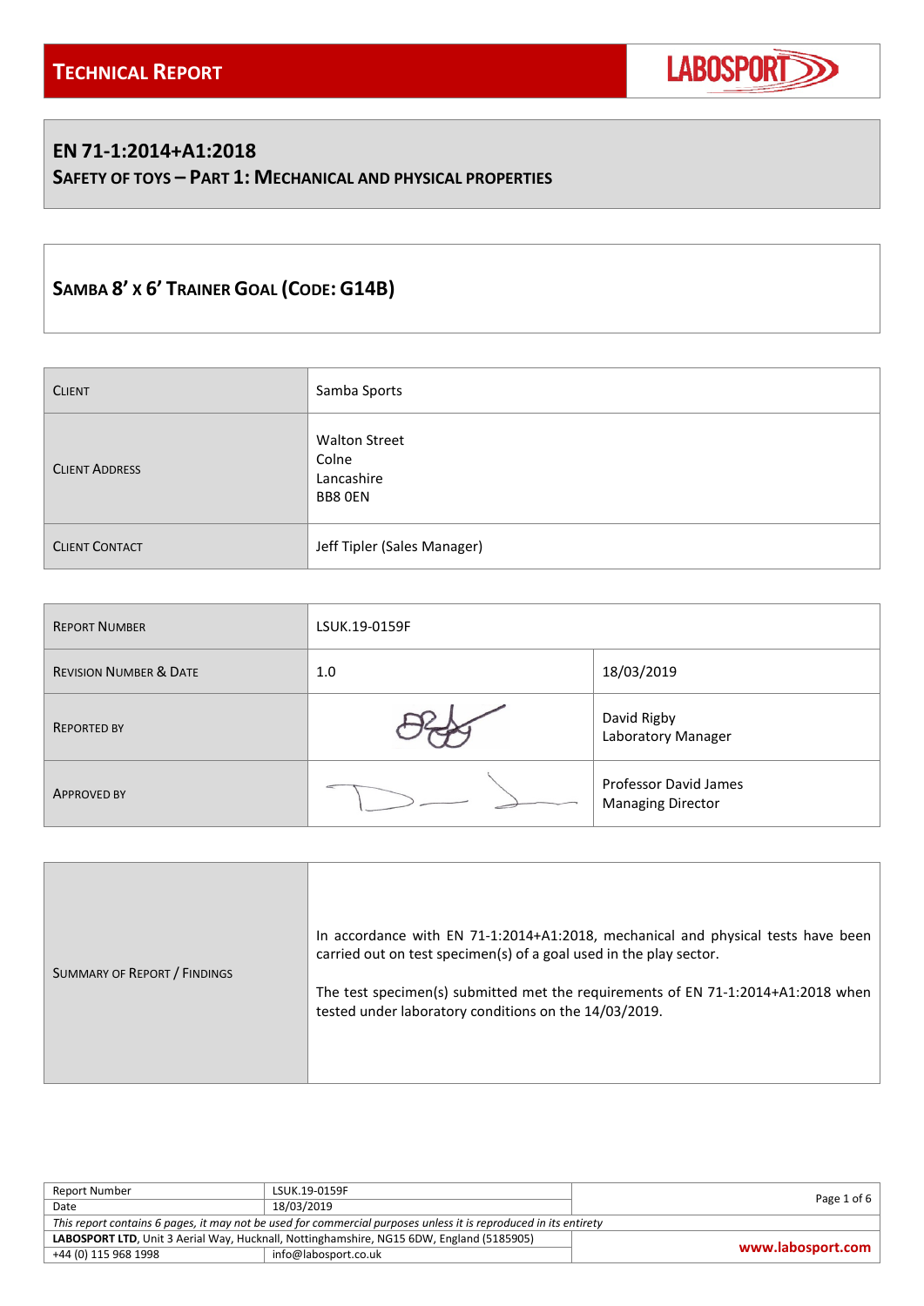# TECHNICAL REPORT

LABOSPORT

## EN 71-1:2014+A1:2018

### SAFETY OF TOYS – PART 1: MECHANICAL AND PHYSICAL PROPERTIES

## SAMBA 8' X 6' TRAINER GOAL (CODE: G14B)

| CLIENT | Samba Sports |
|---|---|
| CLIENT ADDRESS | Walton Street<br>Colne<br>Lancashire<br>BB8 0EN |
| CLIENT CONTACT | Jeff Tipler (Sales Manager) |

| REPORT NUMBER | LSUK.19-0159F | |
|---|---|---|
| REVISION NUMBER & DATE | 1.0 | 18/03/2019 |
| REPORTED BY | | David Rigby<br>Laboratory Manager |
| APPROVED BY | | Professor David James<br>Managing Director |

| SUMMARY OF REPORT / FINDINGS | In accordance with EN 71-1:2014+A1:2018, mechanical and physical tests have been carried out on test specimen(s) of a goal used in the play sector.<br><br>The test specimen(s) submitted met the requirements of EN 71-1:2014+A1:2018 when tested under laboratory conditions on the 14/03/2019. |
|---|---|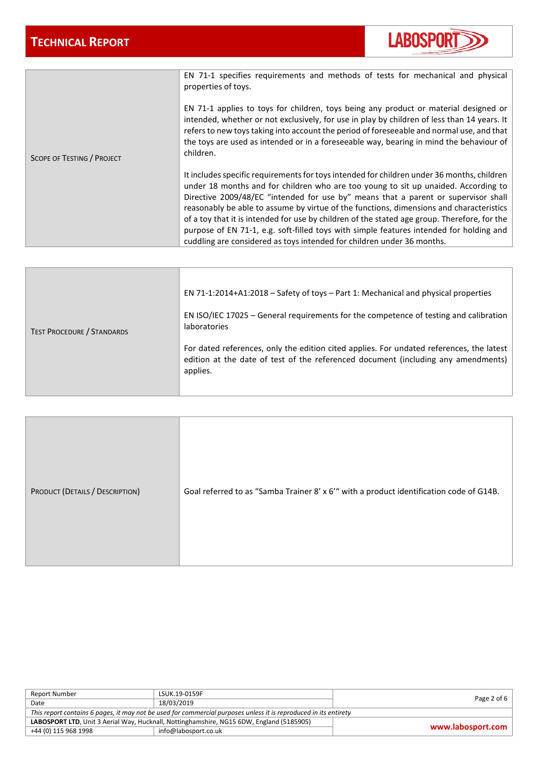| Scope of Testing / Project | |
|---|---|
| Scope of Testing / Project | EN 71-1 specifies requirements and methods of tests for mechanical and physical properties of toys.<br><br>EN 71-1 applies to toys for children, toys being any product or material designed or intended, whether or not exclusively, for use in play by children of less than 14 years. It refers to new toys taking into account the period of foreseeable and normal use, and that the toys are used as intended or in a foreseeable way, bearing in mind the behaviour of children.<br><br>It includes specific requirements for toys intended for children under 36 months, children under 18 months and for children who are too young to sit up unaided. According to Directive 2009/48/EC "intended for use by" means that a parent or supervisor shall reasonably be able to assume by virtue of the functions, dimensions and characteristics of a toy that it is intended for use by children of the stated age group. Therefore, for the purpose of EN 71-1, e.g. soft-filled toys with simple features intended for holding and cuddling are considered as toys intended for children under 36 months. |

| Test Procedure / Standards | |
|---|---|
| Test Procedure / Standards | EN 71-1:2014+A1:2018 – Safety of toys – Part 1: Mechanical and physical properties<br><br>EN ISO/IEC 17025 – General requirements for the competence of testing and calibration laboratories<br><br>For dated references, only the edition cited applies. For undated references, the latest edition at the date of test of the referenced document (including any amendments) applies. |

| Product (Details / Description) | |
|---|---|
| Product (Details / Description) | Goal referred to as "Samba Trainer 8' x 6'" with a product identification code of G14B. |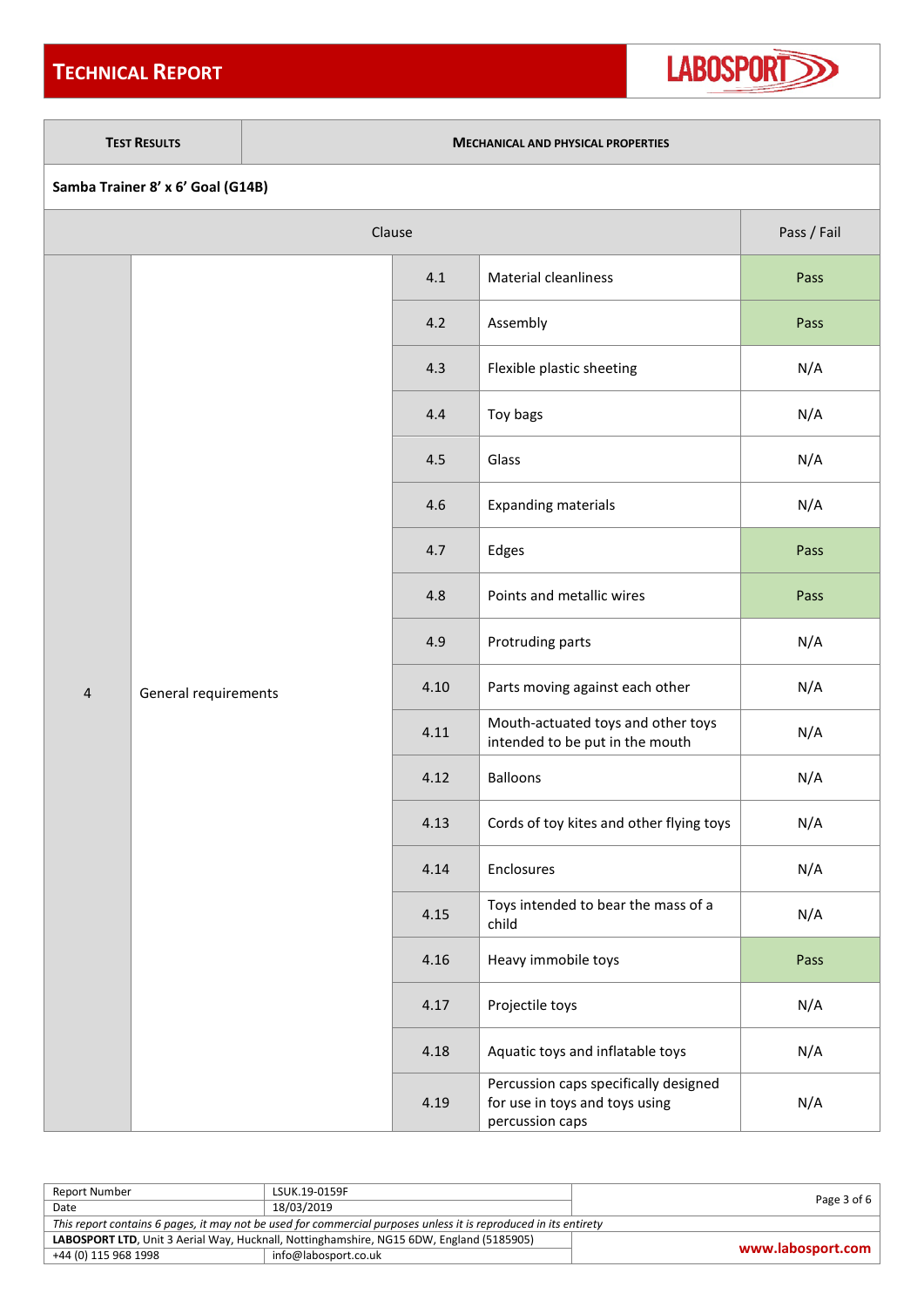| **Test Results** | **Mechanical and Physical Properties** | | | |
|---|---|---|---|---|
| **Samba Trainer 8' x 6' Goal (G14B)** | | | | |
| Clause | | | | Pass / Fail |
| 4 | General requirements | 4.1 | Material cleanliness | Pass |
| | | 4.2 | Assembly | Pass |
| | | 4.3 | Flexible plastic sheeting | N/A |
| | | 4.4 | Toy bags | N/A |
| | | 4.5 | Glass | N/A |
| | | 4.6 | Expanding materials | N/A |
| | | 4.7 | Edges | Pass |
| | | 4.8 | Points and metallic wires | Pass |
| | | 4.9 | Protruding parts | N/A |
| | | 4.10 | Parts moving against each other | N/A |
| | | 4.11 | Mouth-actuated toys and other toys intended to be put in the mouth | N/A |
| | | 4.12 | Balloons | N/A |
| | | 4.13 | Cords of toy kites and other flying toys | N/A |
| | | 4.14 | Enclosures | N/A |
| | | 4.15 | Toys intended to bear the mass of a child | N/A |
| | | 4.16 | Heavy immobile toys | Pass |
| | | 4.17 | Projectile toys | N/A |
| | | 4.18 | Aquatic toys and inflatable toys | N/A |
| | | 4.19 | Percussion caps specifically designed for use in toys and toys using percussion caps | N/A |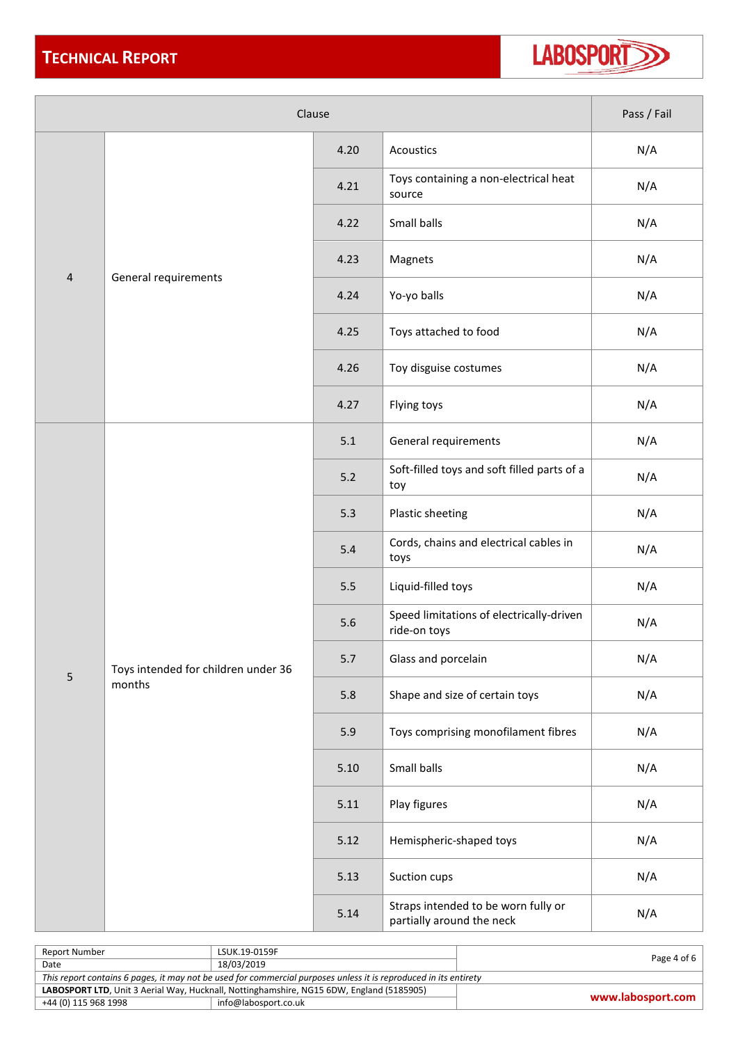| Clause | | | | Pass / Fail |
|---|---|---|---|---|
| 4 | General requirements | 4.20 | Acoustics | N/A |
| | | 4.21 | Toys containing a non-electrical heat source | N/A |
| | | 4.22 | Small balls | N/A |
| | | 4.23 | Magnets | N/A |
| | | 4.24 | Yo-yo balls | N/A |
| | | 4.25 | Toys attached to food | N/A |
| | | 4.26 | Toy disguise costumes | N/A |
| | | 4.27 | Flying toys | N/A |
| 5 | Toys intended for children under 36 months | 5.1 | General requirements | N/A |
| | | 5.2 | Soft-filled toys and soft filled parts of a toy | N/A |
| | | 5.3 | Plastic sheeting | N/A |
| | | 5.4 | Cords, chains and electrical cables in toys | N/A |
| | | 5.5 | Liquid-filled toys | N/A |
| | | 5.6 | Speed limitations of electrically-driven ride-on toys | N/A |
| | | 5.7 | Glass and porcelain | N/A |
| | | 5.8 | Shape and size of certain toys | N/A |
| | | 5.9 | Toys comprising monofilament fibres | N/A |
| | | 5.10 | Small balls | N/A |
| | | 5.11 | Play figures | N/A |
| | | 5.12 | Hemispheric-shaped toys | N/A |
| | | 5.13 | Suction cups | N/A |
| | | 5.14 | Straps intended to be worn fully or partially around the neck | N/A |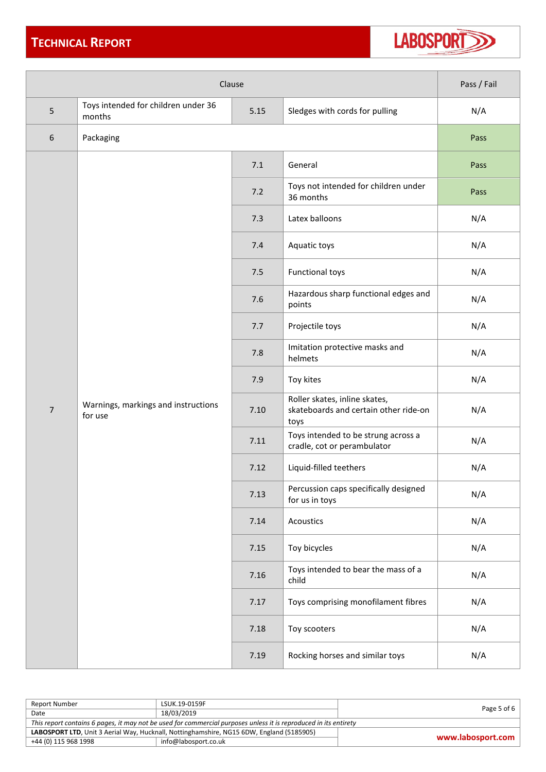| Clause | | | | Pass / Fail |
|---|---|---|---|---|
| 5 | Toys intended for children under 36 months | 5.15 | Sledges with cords for pulling | N/A |
| 6 | Packaging | | | Pass |
| 7 | Warnings, markings and instructions for use | 7.1 | General | Pass |
| | | 7.2 | Toys not intended for children under 36 months | Pass |
| | | 7.3 | Latex balloons | N/A |
| | | 7.4 | Aquatic toys | N/A |
| | | 7.5 | Functional toys | N/A |
| | | 7.6 | Hazardous sharp functional edges and points | N/A |
| | | 7.7 | Projectile toys | N/A |
| | | 7.8 | Imitation protective masks and helmets | N/A |
| | | 7.9 | Toy kites | N/A |
| | | 7.10 | Roller skates, inline skates, skateboards and certain other ride-on toys | N/A |
| | | 7.11 | Toys intended to be strung across a cradle, cot or perambulator | N/A |
| | | 7.12 | Liquid-filled teethers | N/A |
| | | 7.13 | Percussion caps specifically designed for us in toys | N/A |
| | | 7.14 | Acoustics | N/A |
| | | 7.15 | Toy bicycles | N/A |
| | | 7.16 | Toys intended to bear the mass of a child | N/A |
| | | 7.17 | Toys comprising monofilament fibres | N/A |
| | | 7.18 | Toy scooters | N/A |
| | | 7.19 | Rocking horses and similar toys | N/A |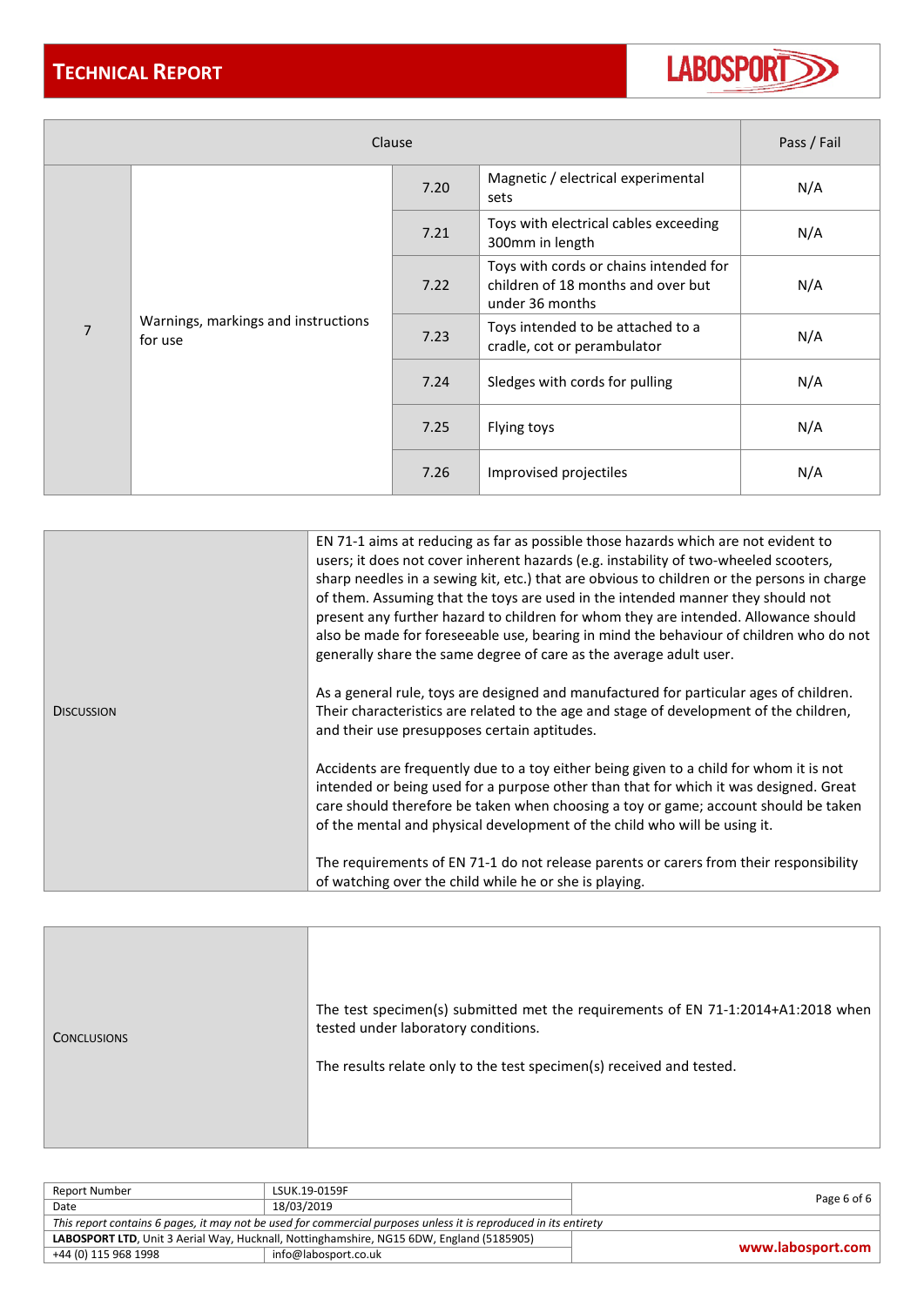| Clause | | | | Pass / Fail |
|---|---|---|---|---|
| 7 | Warnings, markings and instructions for use | 7.20 | Magnetic / electrical experimental sets | N/A |
| | | 7.21 | Toys with electrical cables exceeding 300mm in length | N/A |
| | | 7.22 | Toys with cords or chains intended for children of 18 months and over but under 36 months | N/A |
| | | 7.23 | Toys intended to be attached to a cradle, cot or perambulator | N/A |
| | | 7.24 | Sledges with cords for pulling | N/A |
| | | 7.25 | Flying toys | N/A |
| | | 7.26 | Improvised projectiles | N/A |

## Discussion

EN 71-1 aims at reducing as far as possible those hazards which are not evident to users; it does not cover inherent hazards (e.g. instability of two-wheeled scooters, sharp needles in a sewing kit, etc.) that are obvious to children or the persons in charge of them. Assuming that the toys are used in the intended manner they should not present any further hazard to children for whom they are intended. Allowance should also be made for foreseeable use, bearing in mind the behaviour of children who do not generally share the same degree of care as the average adult user.

As a general rule, toys are designed and manufactured for particular ages of children. Their characteristics are related to the age and stage of development of the children, and their use presupposes certain aptitudes.

Accidents are frequently due to a toy either being given to a child for whom it is not intended or being used for a purpose other than that for which it was designed. Great care should therefore be taken when choosing a toy or game; account should be taken of the mental and physical development of the child who will be using it.

The requirements of EN 71-1 do not release parents or carers from their responsibility of watching over the child while he or she is playing.

## Conclusions

The test specimen(s) submitted met the requirements of EN 71-1:2014+A1:2018 when tested under laboratory conditions.

The results relate only to the test specimen(s) received and tested.